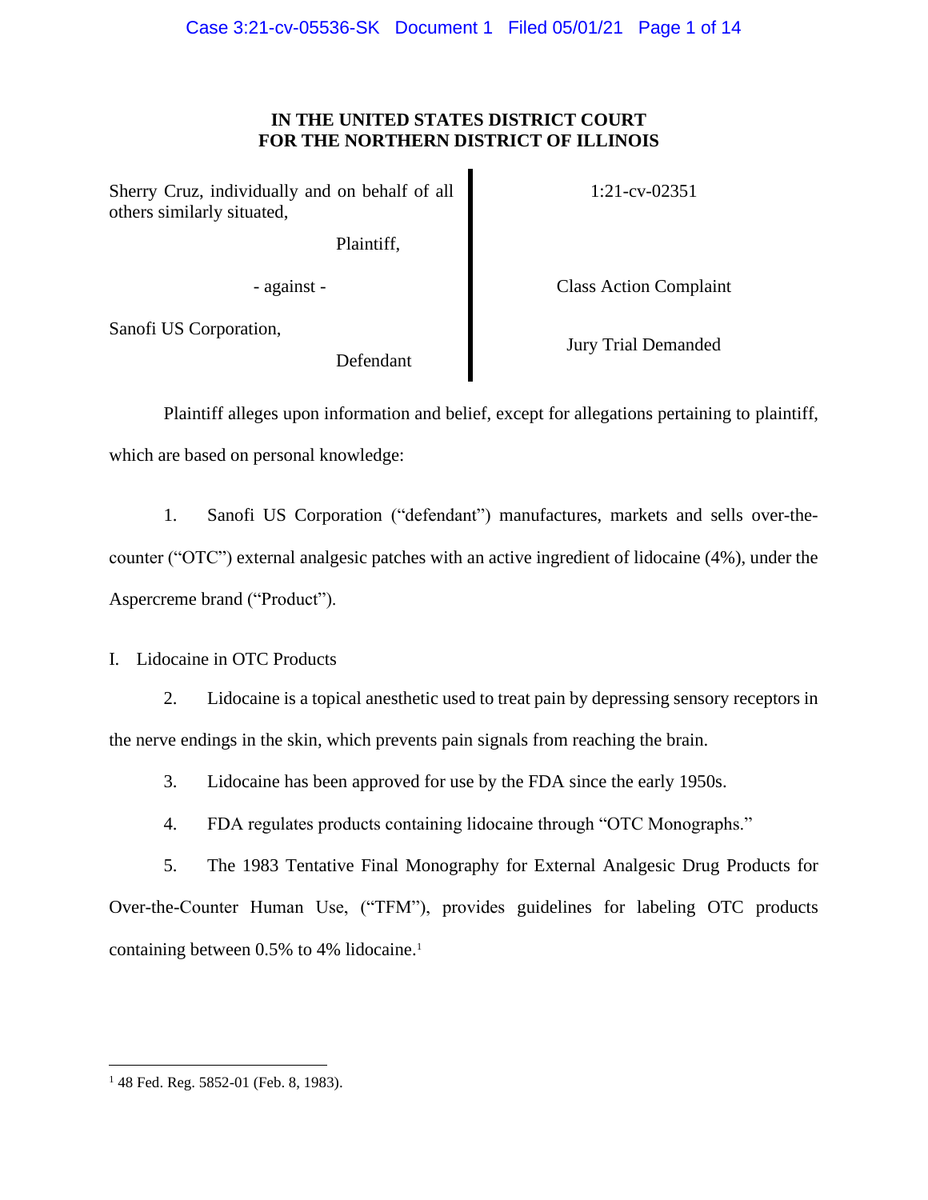**IN THE UNITED STATES DISTRICT COURT**
**FOR THE NORTHERN DISTRICT OF ILLINOIS**

| | |
|---|---|
| Sherry Cruz, individually and on behalf of all others similarly situated, | 1:21-cv-02351 |
| Plaintiff, | |
| - against - | Class Action Complaint |
| Sanofi US Corporation, | Jury Trial Demanded |
| Defendant | |

Plaintiff alleges upon information and belief, except for allegations pertaining to plaintiff, which are based on personal knowledge:

1. Sanofi US Corporation ("defendant") manufactures, markets and sells over-the-counter ("OTC") external analgesic patches with an active ingredient of lidocaine (4%), under the Aspercreme brand ("Product").

I. Lidocaine in OTC Products

2. Lidocaine is a topical anesthetic used to treat pain by depressing sensory receptors in the nerve endings in the skin, which prevents pain signals from reaching the brain.

3. Lidocaine has been approved for use by the FDA since the early 1950s.

4. FDA regulates products containing lidocaine through "OTC Monographs."

5. The 1983 Tentative Final Monography for External Analgesic Drug Products for Over-the-Counter Human Use, ("TFM"), provides guidelines for labeling OTC products containing between 0.5% to 4% lidocaine.[1]

[1] 48 Fed. Reg. 5852-01 (Feb. 8, 1983).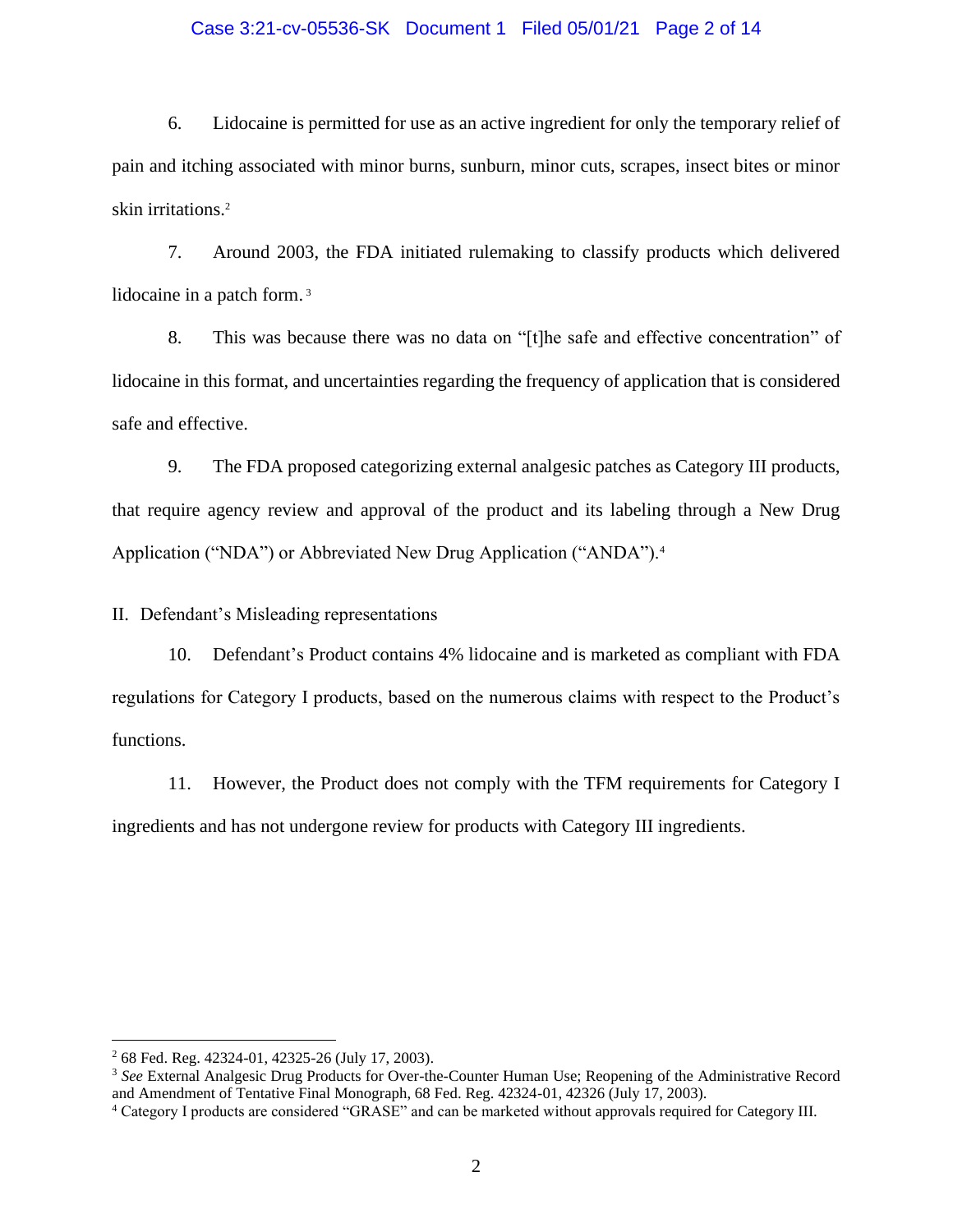6. Lidocaine is permitted for use as an active ingredient for only the temporary relief of pain and itching associated with minor burns, sunburn, minor cuts, scrapes, insect bites or minor skin irritations.[2]

7. Around 2003, the FDA initiated rulemaking to classify products which delivered lidocaine in a patch form.[3]

8. This was because there was no data on "[t]he safe and effective concentration" of lidocaine in this format, and uncertainties regarding the frequency of application that is considered safe and effective.

9. The FDA proposed categorizing external analgesic patches as Category III products, that require agency review and approval of the product and its labeling through a New Drug Application ("NDA") or Abbreviated New Drug Application ("ANDA").[4]

II. Defendant's Misleading representations

10. Defendant's Product contains 4% lidocaine and is marketed as compliant with FDA regulations for Category I products, based on the numerous claims with respect to the Product's functions.

11. However, the Product does not comply with the TFM requirements for Category I ingredients and has not undergone review for products with Category III ingredients.

---

[2] 68 Fed. Reg. 42324-01, 42325-26 (July 17, 2003).

[3] *See* External Analgesic Drug Products for Over-the-Counter Human Use; Reopening of the Administrative Record and Amendment of Tentative Final Monograph, 68 Fed. Reg. 42324-01, 42326 (July 17, 2003).

[4] Category I products are considered "GRASE" and can be marketed without approvals required for Category III.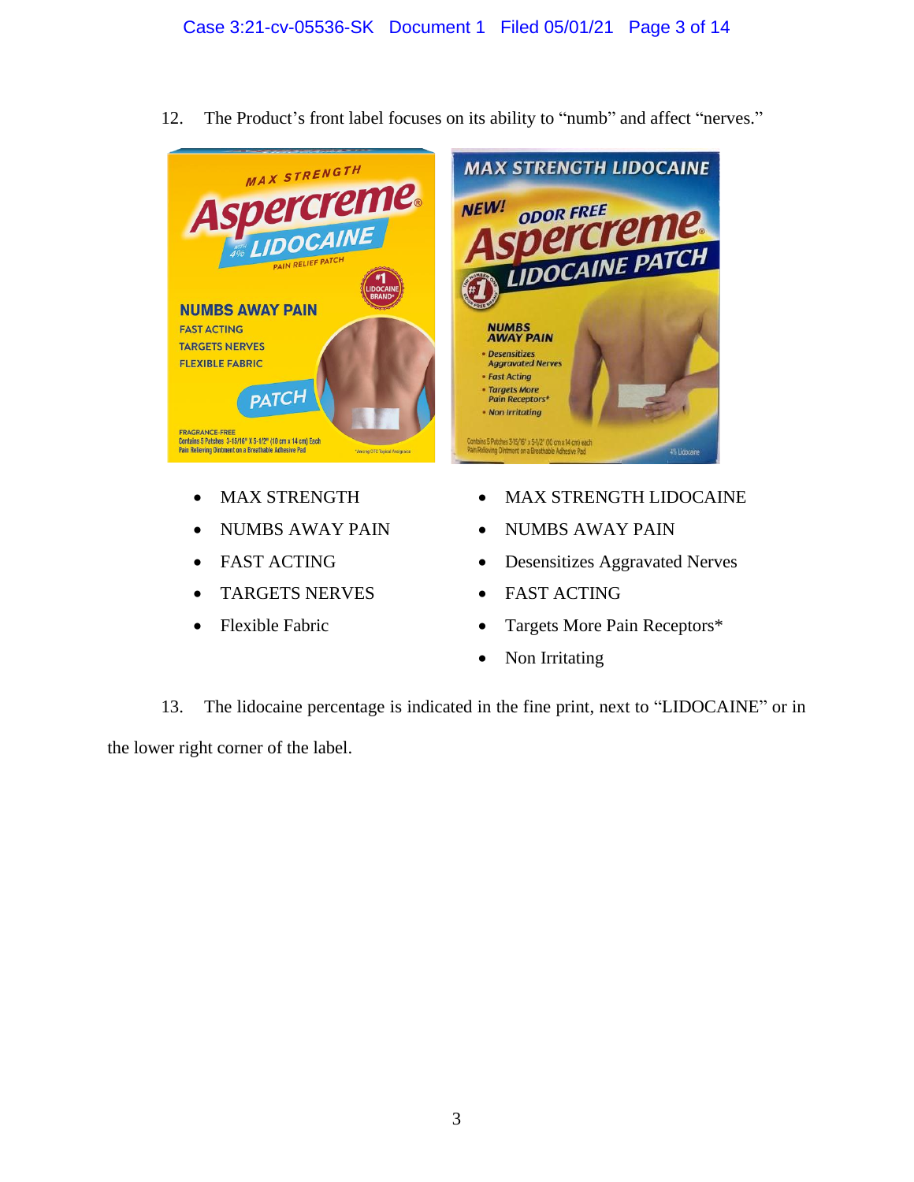12. The Product's front label focuses on its ability to "numb" and affect "nerves."

- MAX STRENGTH
- NUMBS AWAY PAIN
- FAST ACTING
- TARGETS NERVES
- Flexible Fabric

- MAX STRENGTH LIDOCAINE
- NUMBS AWAY PAIN
- Desensitizes Aggravated Nerves
- FAST ACTING
- Targets More Pain Receptors*
- Non Irritating

13. The lidocaine percentage is indicated in the fine print, next to "LIDOCAINE" or in the lower right corner of the label.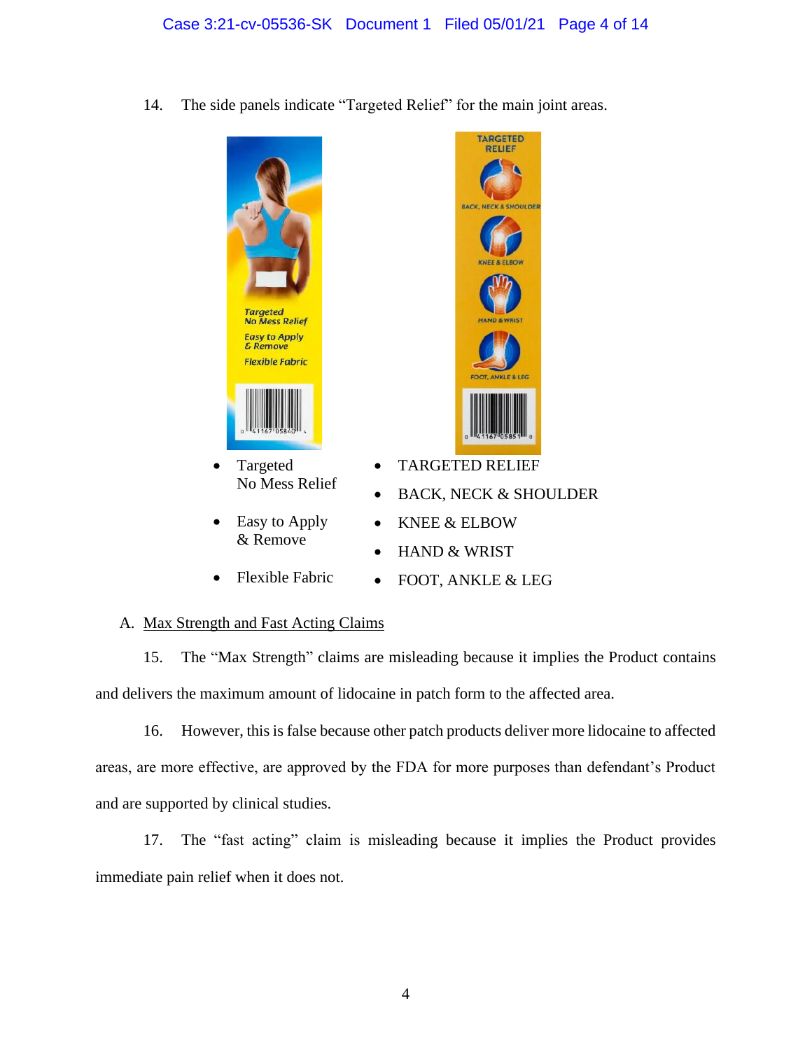14. The side panels indicate "Targeted Relief" for the main joint areas.

- Targeted
  No Mess Relief
- Easy to Apply
  & Remove
- Flexible Fabric

- TARGETED RELIEF
- BACK, NECK & SHOULDER
- KNEE & ELBOW
- HAND & WRIST
- FOOT, ANKLE & LEG

A. <u>Max Strength and Fast Acting Claims</u>

15. The "Max Strength" claims are misleading because it implies the Product contains and delivers the maximum amount of lidocaine in patch form to the affected area.

16. However, this is false because other patch products deliver more lidocaine to affected areas, are more effective, are approved by the FDA for more purposes than defendant's Product and are supported by clinical studies.

17. The "fast acting" claim is misleading because it implies the Product provides immediate pain relief when it does not.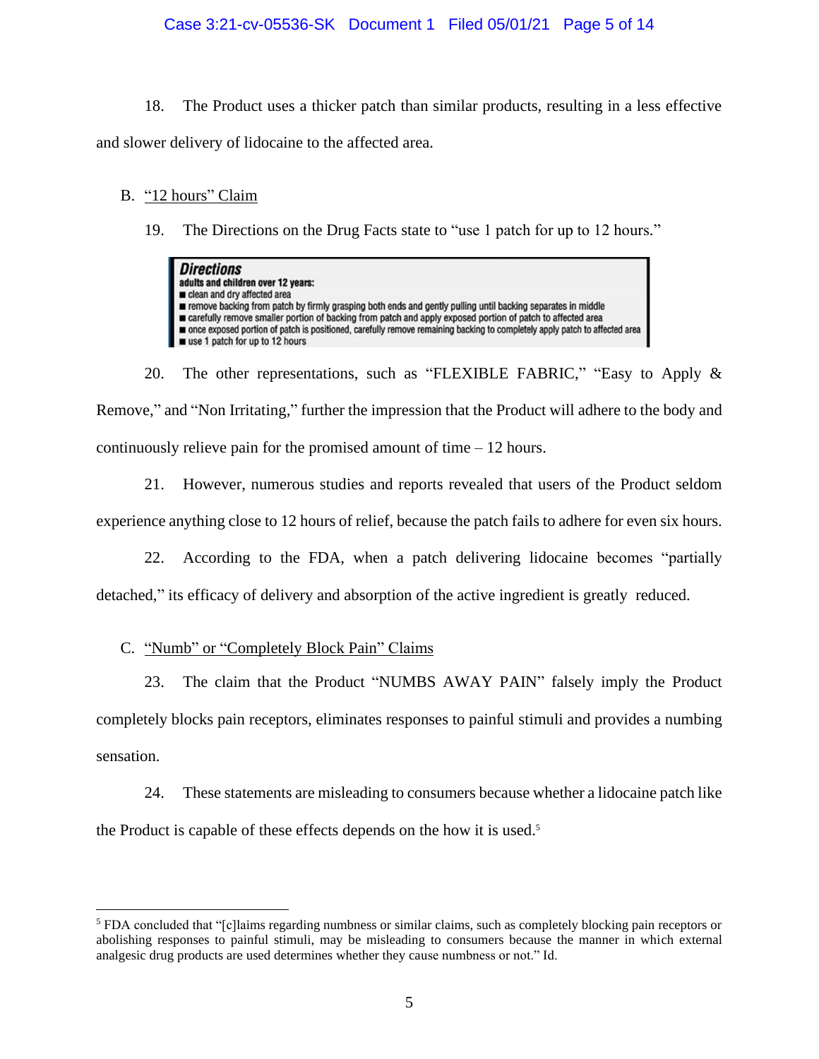18. The Product uses a thicker patch than similar products, resulting in a less effective and slower delivery of lidocaine to the affected area.

B. <u>"12 hours" Claim</u>

19. The Directions on the Drug Facts state to "use 1 patch for up to 12 hours."

> ***Directions***
> **adults and children over 12 years:**
> - clean and dry affected area
> - remove backing from patch by firmly grasping both ends and gently pulling until backing separates in middle
> - carefully remove smaller portion of backing from patch and apply exposed portion of patch to affected area
> - once exposed portion of patch is positioned, carefully remove remaining backing to completely apply patch to affected area
> - use 1 patch for up to 12 hours

20. The other representations, such as "FLEXIBLE FABRIC," "Easy to Apply & Remove," and "Non Irritating," further the impression that the Product will adhere to the body and continuously relieve pain for the promised amount of time – 12 hours.

21. However, numerous studies and reports revealed that users of the Product seldom experience anything close to 12 hours of relief, because the patch fails to adhere for even six hours.

22. According to the FDA, when a patch delivering lidocaine becomes "partially detached," its efficacy of delivery and absorption of the active ingredient is greatly reduced.

C. <u>"Numb" or "Completely Block Pain" Claims</u>

23. The claim that the Product "NUMBS AWAY PAIN" falsely imply the Product completely blocks pain receptors, eliminates responses to painful stimuli and provides a numbing sensation.

24. These statements are misleading to consumers because whether a lidocaine patch like the Product is capable of these effects depends on the how it is used.[5]

---

[5] FDA concluded that "[c]laims regarding numbness or similar claims, such as completely blocking pain receptors or abolishing responses to painful stimuli, may be misleading to consumers because the manner in which external analgesic drug products are used determines whether they cause numbness or not." Id.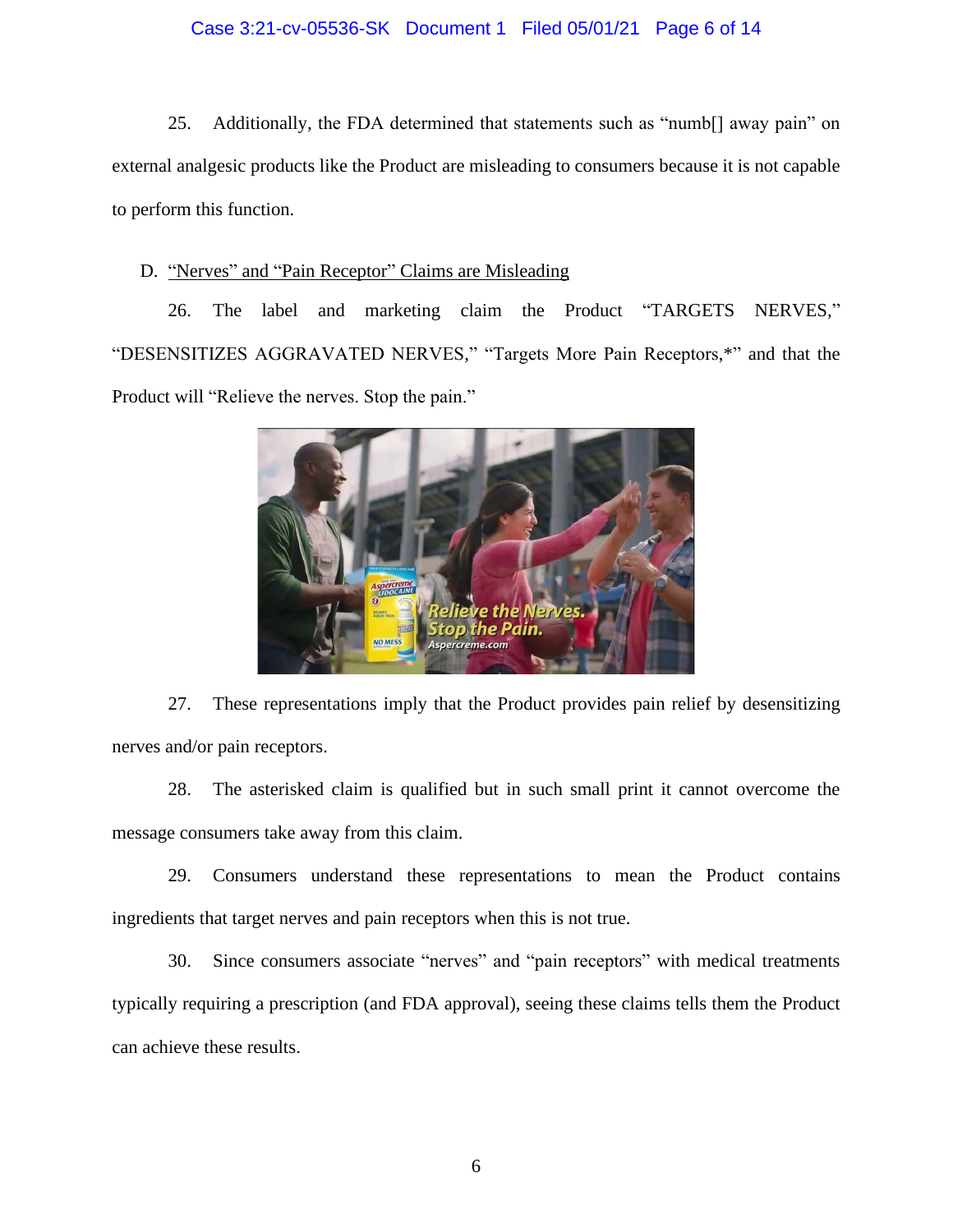25. Additionally, the FDA determined that statements such as "numb[] away pain" on external analgesic products like the Product are misleading to consumers because it is not capable to perform this function.

D. <u>"Nerves" and "Pain Receptor" Claims are Misleading</u>

26. The label and marketing claim the Product "TARGETS NERVES," "DESENSITIZES AGGRAVATED NERVES," "Targets More Pain Receptors,*" and that the Product will "Relieve the nerves. Stop the pain."

27. These representations imply that the Product provides pain relief by desensitizing nerves and/or pain receptors.

28. The asterisked claim is qualified but in such small print it cannot overcome the message consumers take away from this claim.

29. Consumers understand these representations to mean the Product contains ingredients that target nerves and pain receptors when this is not true.

30. Since consumers associate "nerves" and "pain receptors" with medical treatments typically requiring a prescription (and FDA approval), seeing these claims tells them the Product can achieve these results.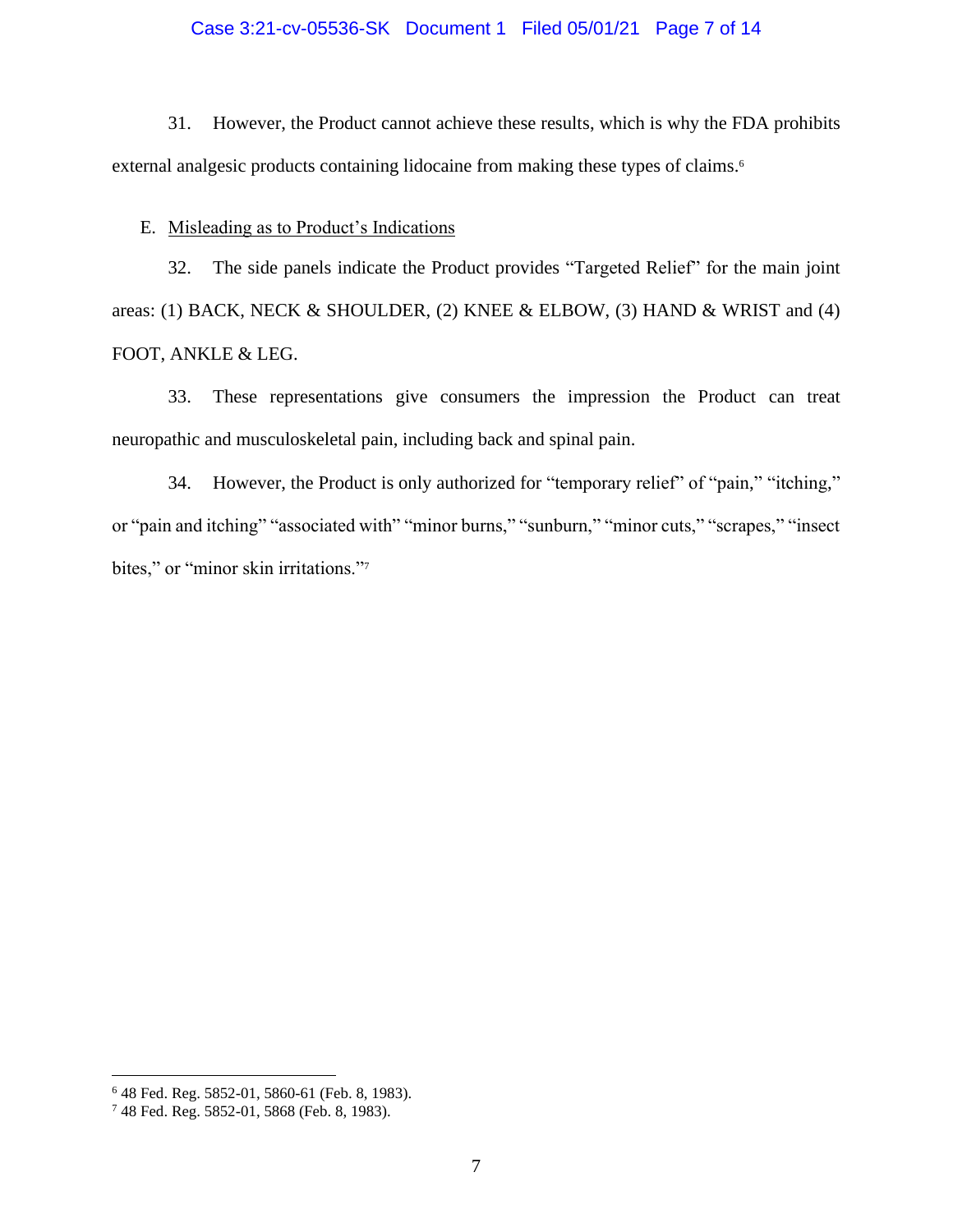31. However, the Product cannot achieve these results, which is why the FDA prohibits external analgesic products containing lidocaine from making these types of claims.[6]

E. Misleading as to Product's Indications

32. The side panels indicate the Product provides "Targeted Relief" for the main joint areas: (1) BACK, NECK & SHOULDER, (2) KNEE & ELBOW, (3) HAND & WRIST and (4) FOOT, ANKLE & LEG.

33. These representations give consumers the impression the Product can treat neuropathic and musculoskeletal pain, including back and spinal pain.

34. However, the Product is only authorized for "temporary relief" of "pain," "itching," or "pain and itching" "associated with" "minor burns," "sunburn," "minor cuts," "scrapes," "insect bites," or "minor skin irritations."[7]

---

[6] 48 Fed. Reg. 5852-01, 5860-61 (Feb. 8, 1983).

[7] 48 Fed. Reg. 5852-01, 5868 (Feb. 8, 1983).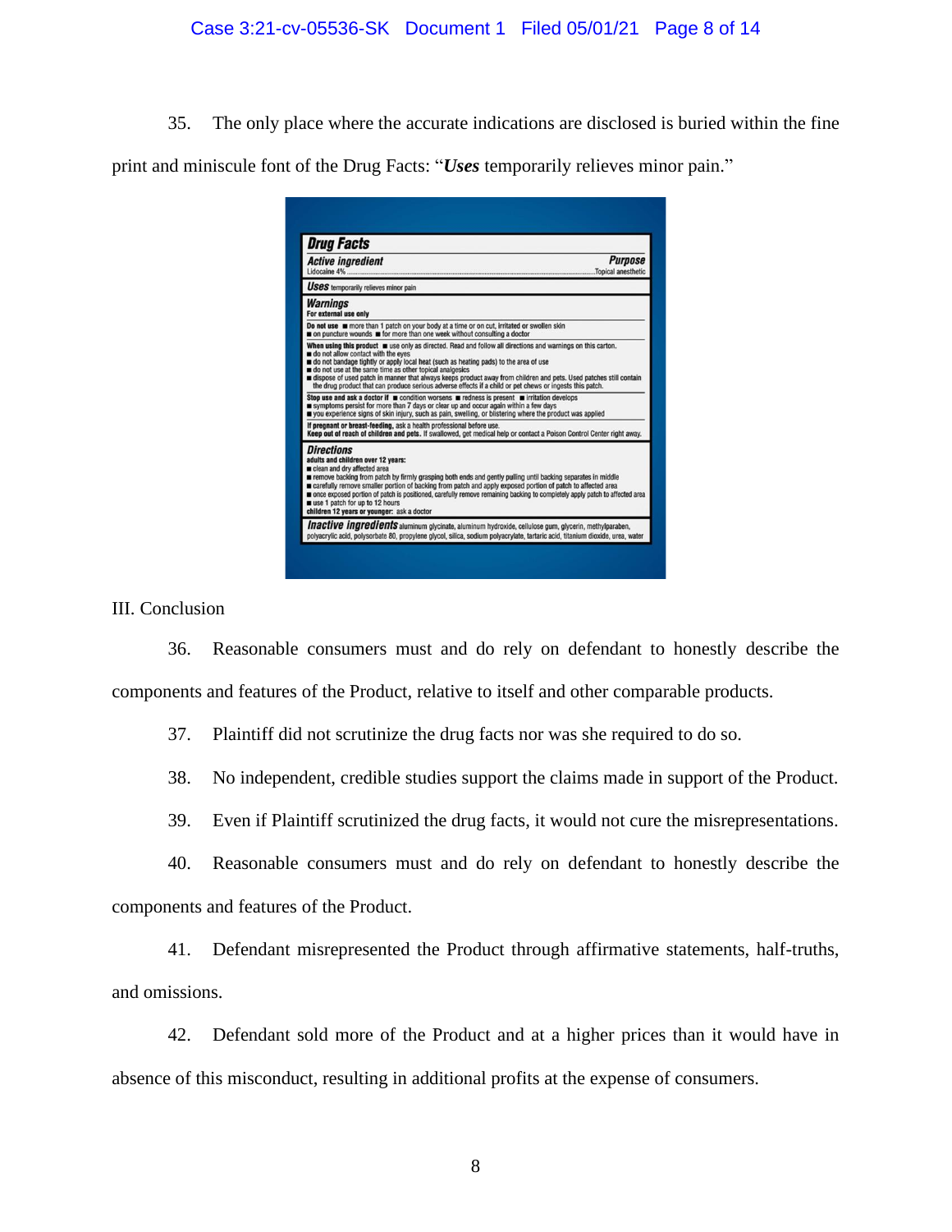35. The only place where the accurate indications are disclosed is buried within the fine print and miniscule font of the Drug Facts: "***Uses*** temporarily relieves minor pain."

**Drug Facts**

***Active ingredient*** — ***Purpose***
Lidocaine 4% .......... Topical anesthetic

***Uses*** temporarily relieves minor pain

***Warnings***
**For external use only**

**Do not use** ■ more than 1 patch on your body at a time or on cut, irritated or swollen skin
■ on puncture wounds ■ for more than one week without consulting a doctor

**When using this product** ■ use only as directed. Read and follow all directions and warnings on this carton.
■ do not allow contact with the eyes
■ do not bandage tightly or apply local heat (such as heating pads) to the area of use
■ do not use at the same time as other topical analgesics
■ dispose of used patch in manner that always keeps product away from children and pets. Used patches still contain the drug product that can produce serious adverse effects if a child or pet chews or ingests this patch.

**Stop use and ask a doctor if** ■ condition worsens ■ redness is present ■ irritation develops
■ symptoms persist for more than 7 days or clear up and occur again within a few days
■ you experience signs of skin injury, such as pain, swelling, or blistering where the product was applied

**If pregnant or breast-feeding,** ask a health professional before use.
**Keep out of reach of children and pets.** If swallowed, get medical help or contact a Poison Control Center right away.

***Directions***
**adults and children over 12 years:**
■ clean and dry affected area
■ remove backing from patch by firmly grasping both ends and gently pulling until backing separates in middle
■ carefully remove smaller portion of backing from patch and apply exposed portion of patch to affected area
■ once exposed portion of patch is positioned, carefully remove remaining backing to completely apply patch to affected area
■ use 1 patch for up to 12 hours
**children 12 years or younger:** ask a doctor

***Inactive ingredients*** aluminum glycinate, aluminum hydroxide, cellulose gum, glycerin, methylparaben, polyacrylic acid, polysorbate 80, propylene glycol, silica, sodium polyacrylate, tartaric acid, titanium dioxide, urea, water

III. Conclusion

36. Reasonable consumers must and do rely on defendant to honestly describe the components and features of the Product, relative to itself and other comparable products.

37. Plaintiff did not scrutinize the drug facts nor was she required to do so.

38. No independent, credible studies support the claims made in support of the Product.

39. Even if Plaintiff scrutinized the drug facts, it would not cure the misrepresentations.

40. Reasonable consumers must and do rely on defendant to honestly describe the components and features of the Product.

41. Defendant misrepresented the Product through affirmative statements, half-truths, and omissions.

42. Defendant sold more of the Product and at a higher prices than it would have in absence of this misconduct, resulting in additional profits at the expense of consumers.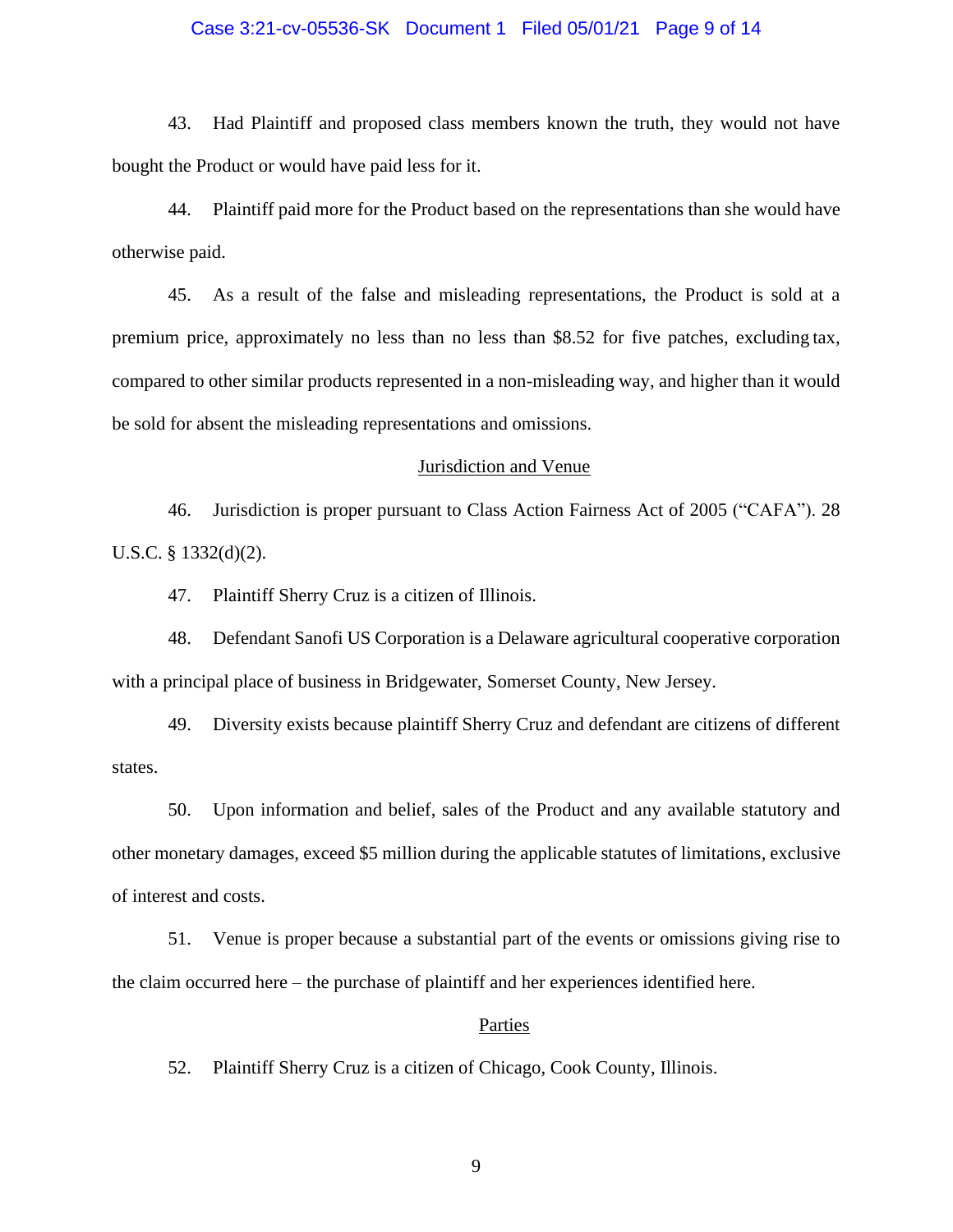43. Had Plaintiff and proposed class members known the truth, they would not have bought the Product or would have paid less for it.

44. Plaintiff paid more for the Product based on the representations than she would have otherwise paid.

45. As a result of the false and misleading representations, the Product is sold at a premium price, approximately no less than no less than $8.52 for five patches, excluding tax, compared to other similar products represented in a non-misleading way, and higher than it would be sold for absent the misleading representations and omissions.

## Jurisdiction and Venue

46. Jurisdiction is proper pursuant to Class Action Fairness Act of 2005 ("CAFA"). 28 U.S.C. § 1332(d)(2).

47. Plaintiff Sherry Cruz is a citizen of Illinois.

48. Defendant Sanofi US Corporation is a Delaware agricultural cooperative corporation with a principal place of business in Bridgewater, Somerset County, New Jersey.

49. Diversity exists because plaintiff Sherry Cruz and defendant are citizens of different states.

50. Upon information and belief, sales of the Product and any available statutory and other monetary damages, exceed $5 million during the applicable statutes of limitations, exclusive of interest and costs.

51. Venue is proper because a substantial part of the events or omissions giving rise to the claim occurred here – the purchase of plaintiff and her experiences identified here.

## Parties

52. Plaintiff Sherry Cruz is a citizen of Chicago, Cook County, Illinois.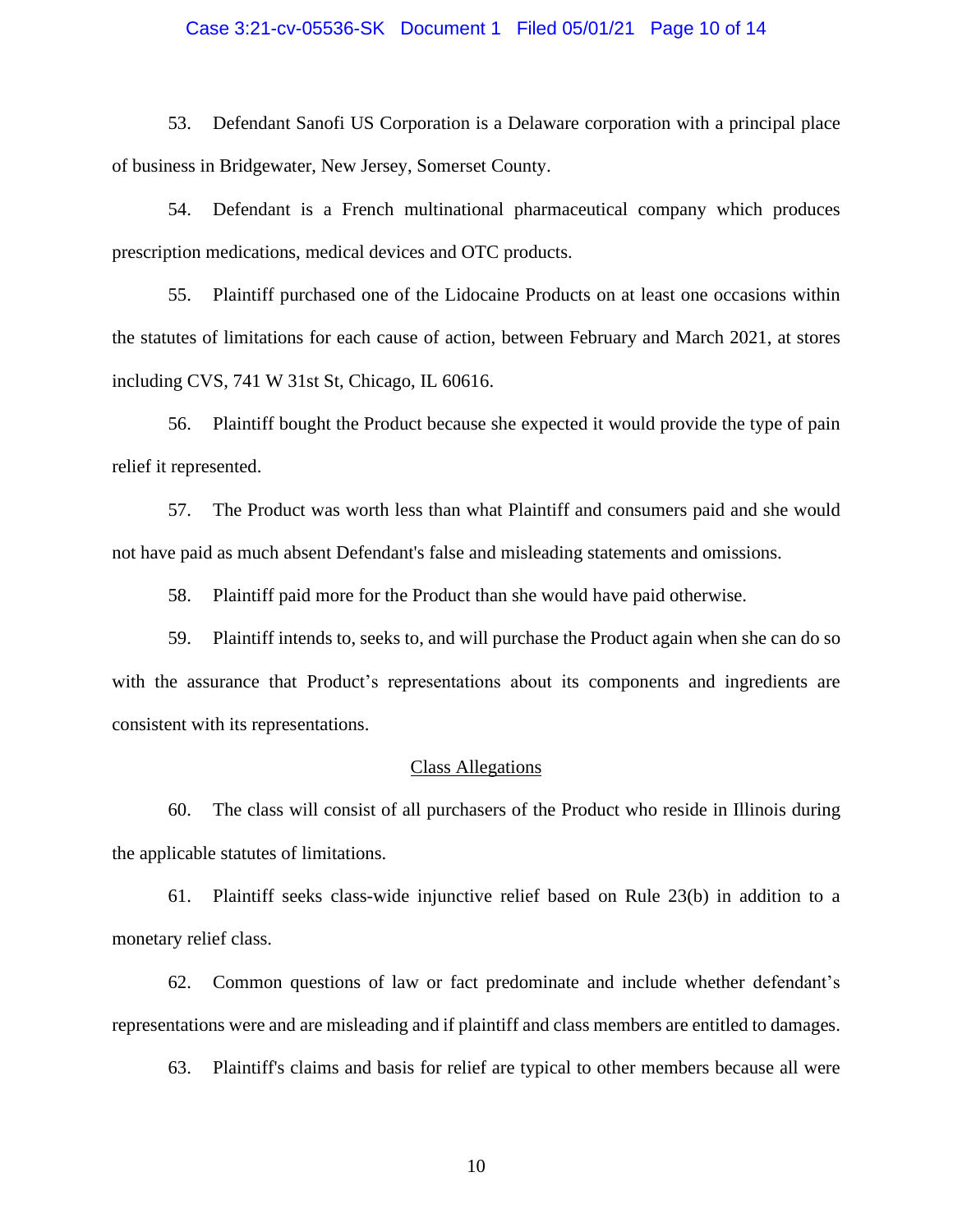53. Defendant Sanofi US Corporation is a Delaware corporation with a principal place of business in Bridgewater, New Jersey, Somerset County.

54. Defendant is a French multinational pharmaceutical company which produces prescription medications, medical devices and OTC products.

55. Plaintiff purchased one of the Lidocaine Products on at least one occasions within the statutes of limitations for each cause of action, between February and March 2021, at stores including CVS, 741 W 31st St, Chicago, IL 60616.

56. Plaintiff bought the Product because she expected it would provide the type of pain relief it represented.

57. The Product was worth less than what Plaintiff and consumers paid and she would not have paid as much absent Defendant's false and misleading statements and omissions.

58. Plaintiff paid more for the Product than she would have paid otherwise.

59. Plaintiff intends to, seeks to, and will purchase the Product again when she can do so with the assurance that Product's representations about its components and ingredients are consistent with its representations.

Class Allegations

60. The class will consist of all purchasers of the Product who reside in Illinois during the applicable statutes of limitations.

61. Plaintiff seeks class-wide injunctive relief based on Rule 23(b) in addition to a monetary relief class.

62. Common questions of law or fact predominate and include whether defendant's representations were and are misleading and if plaintiff and class members are entitled to damages.

63. Plaintiff's claims and basis for relief are typical to other members because all were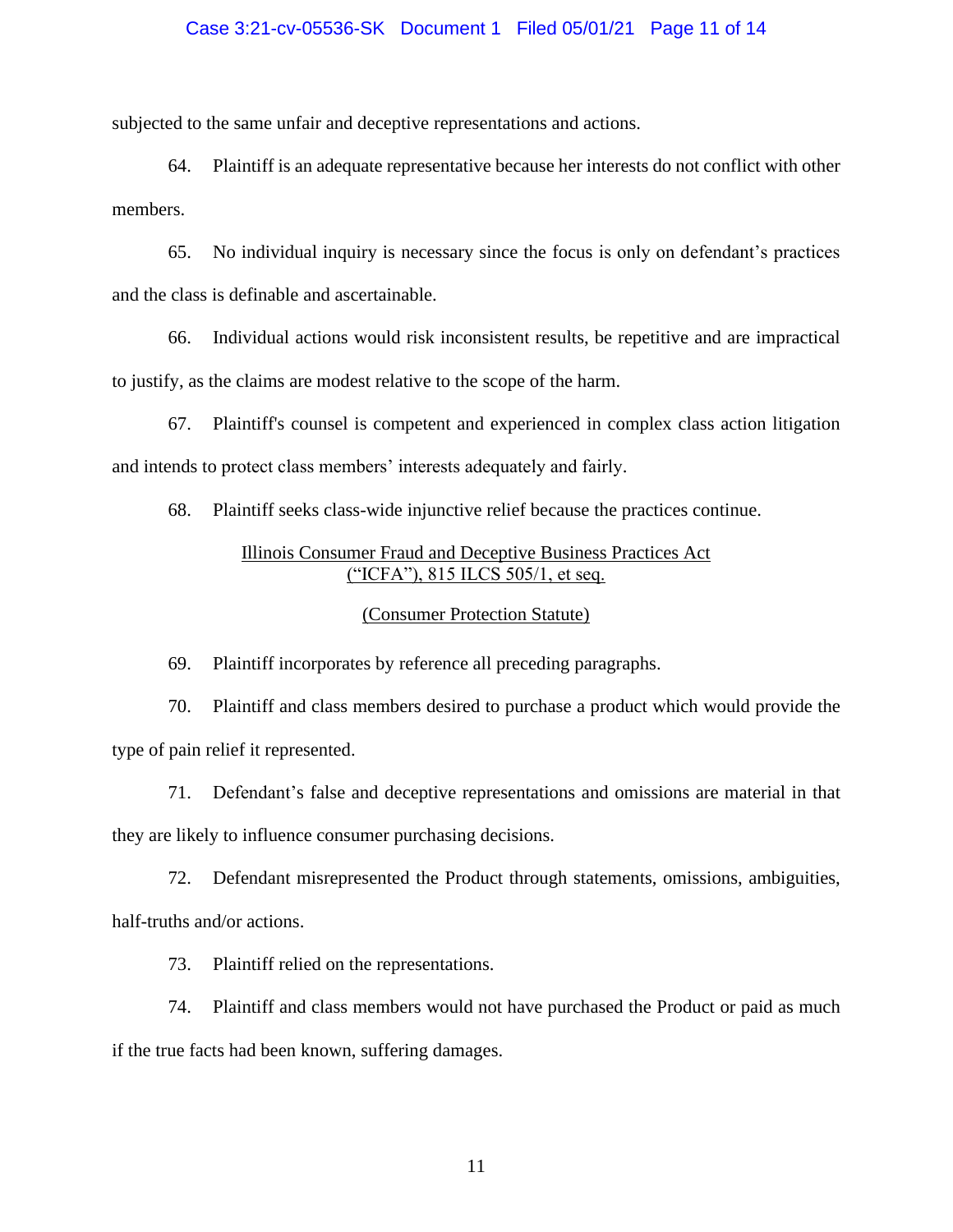subjected to the same unfair and deceptive representations and actions.

64. Plaintiff is an adequate representative because her interests do not conflict with other members.

65. No individual inquiry is necessary since the focus is only on defendant's practices and the class is definable and ascertainable.

66. Individual actions would risk inconsistent results, be repetitive and are impractical to justify, as the claims are modest relative to the scope of the harm.

67. Plaintiff's counsel is competent and experienced in complex class action litigation and intends to protect class members' interests adequately and fairly.

68. Plaintiff seeks class-wide injunctive relief because the practices continue.

<u>Illinois Consumer Fraud and Deceptive Business Practices Act
("ICFA"), 815 ILCS 505/1, et seq.</u>

<u>(Consumer Protection Statute)</u>

69. Plaintiff incorporates by reference all preceding paragraphs.

70. Plaintiff and class members desired to purchase a product which would provide the type of pain relief it represented.

71. Defendant's false and deceptive representations and omissions are material in that they are likely to influence consumer purchasing decisions.

72. Defendant misrepresented the Product through statements, omissions, ambiguities, half-truths and/or actions.

73. Plaintiff relied on the representations.

74. Plaintiff and class members would not have purchased the Product or paid as much if the true facts had been known, suffering damages.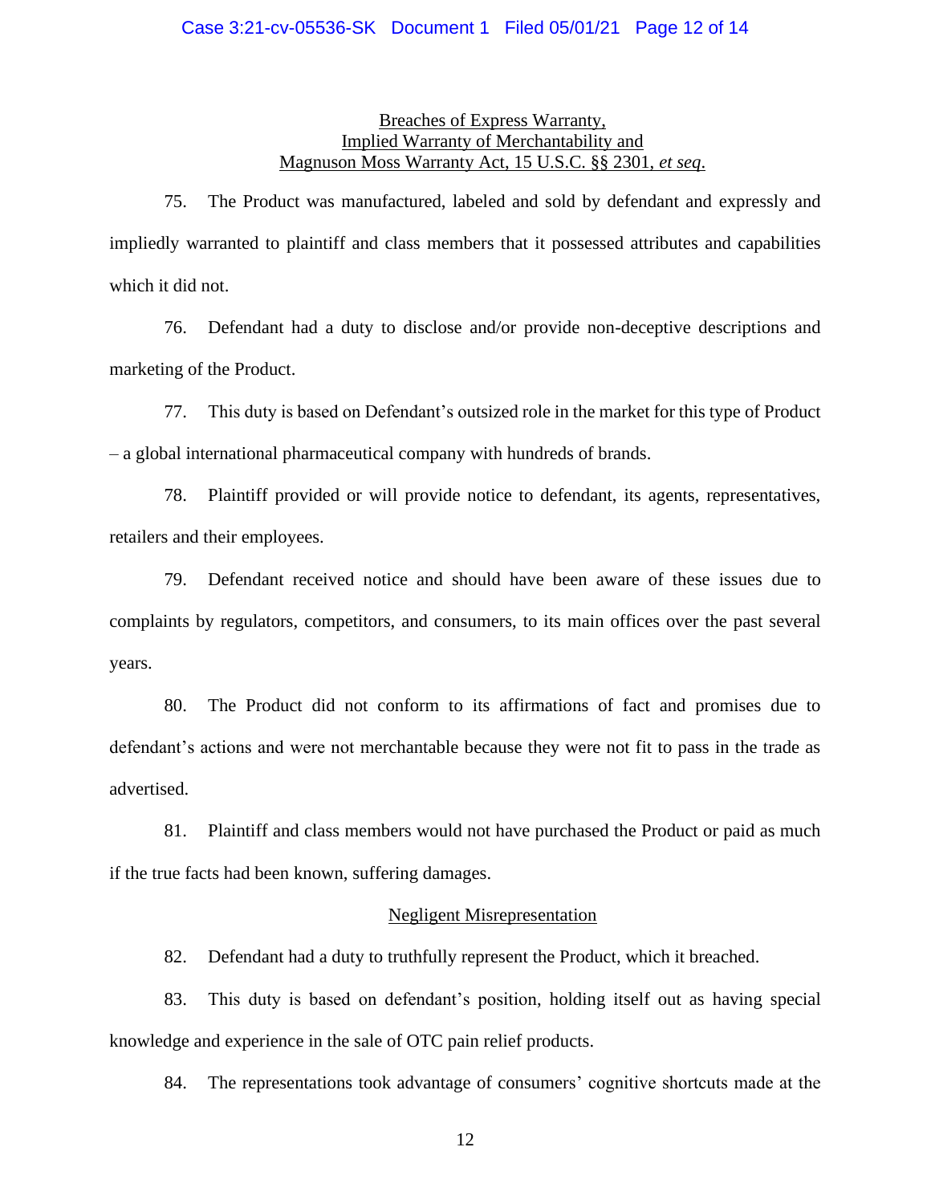Breaches of Express Warranty,
Implied Warranty of Merchantability and
Magnuson Moss Warranty Act, 15 U.S.C. §§ 2301, *et seq*.

75. The Product was manufactured, labeled and sold by defendant and expressly and impliedly warranted to plaintiff and class members that it possessed attributes and capabilities which it did not.

76. Defendant had a duty to disclose and/or provide non-deceptive descriptions and marketing of the Product.

77. This duty is based on Defendant's outsized role in the market for this type of Product – a global international pharmaceutical company with hundreds of brands.

78. Plaintiff provided or will provide notice to defendant, its agents, representatives, retailers and their employees.

79. Defendant received notice and should have been aware of these issues due to complaints by regulators, competitors, and consumers, to its main offices over the past several years.

80. The Product did not conform to its affirmations of fact and promises due to defendant's actions and were not merchantable because they were not fit to pass in the trade as advertised.

81. Plaintiff and class members would not have purchased the Product or paid as much if the true facts had been known, suffering damages.

Negligent Misrepresentation

82. Defendant had a duty to truthfully represent the Product, which it breached.

83. This duty is based on defendant's position, holding itself out as having special knowledge and experience in the sale of OTC pain relief products.

84. The representations took advantage of consumers' cognitive shortcuts made at the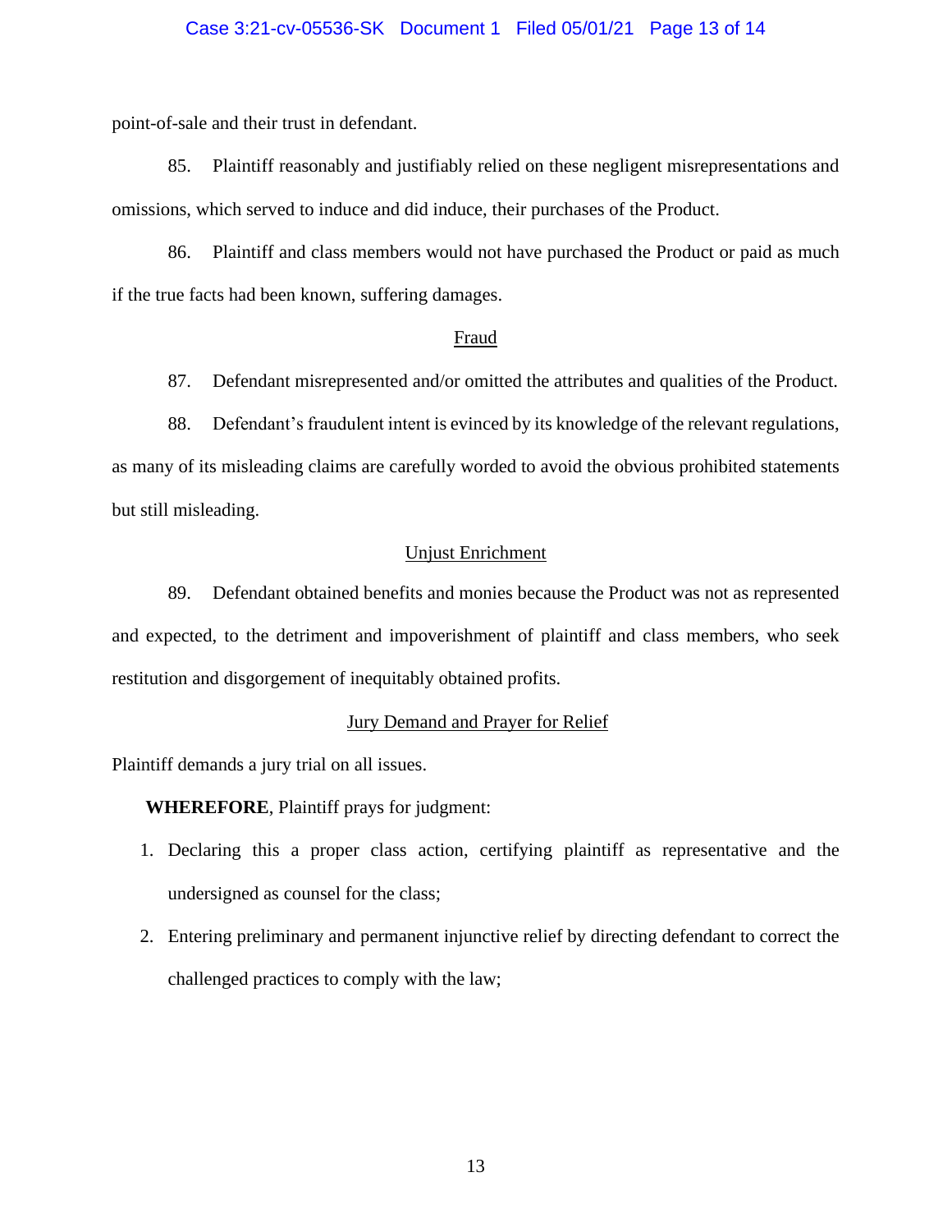point-of-sale and their trust in defendant.

85. Plaintiff reasonably and justifiably relied on these negligent misrepresentations and omissions, which served to induce and did induce, their purchases of the Product.

86. Plaintiff and class members would not have purchased the Product or paid as much if the true facts had been known, suffering damages.

## Fraud

87. Defendant misrepresented and/or omitted the attributes and qualities of the Product.

88. Defendant's fraudulent intent is evinced by its knowledge of the relevant regulations, as many of its misleading claims are carefully worded to avoid the obvious prohibited statements but still misleading.

## Unjust Enrichment

89. Defendant obtained benefits and monies because the Product was not as represented and expected, to the detriment and impoverishment of plaintiff and class members, who seek restitution and disgorgement of inequitably obtained profits.

## Jury Demand and Prayer for Relief

Plaintiff demands a jury trial on all issues.

**WHEREFORE**, Plaintiff prays for judgment:

1. Declaring this a proper class action, certifying plaintiff as representative and the undersigned as counsel for the class;
2. Entering preliminary and permanent injunctive relief by directing defendant to correct the challenged practices to comply with the law;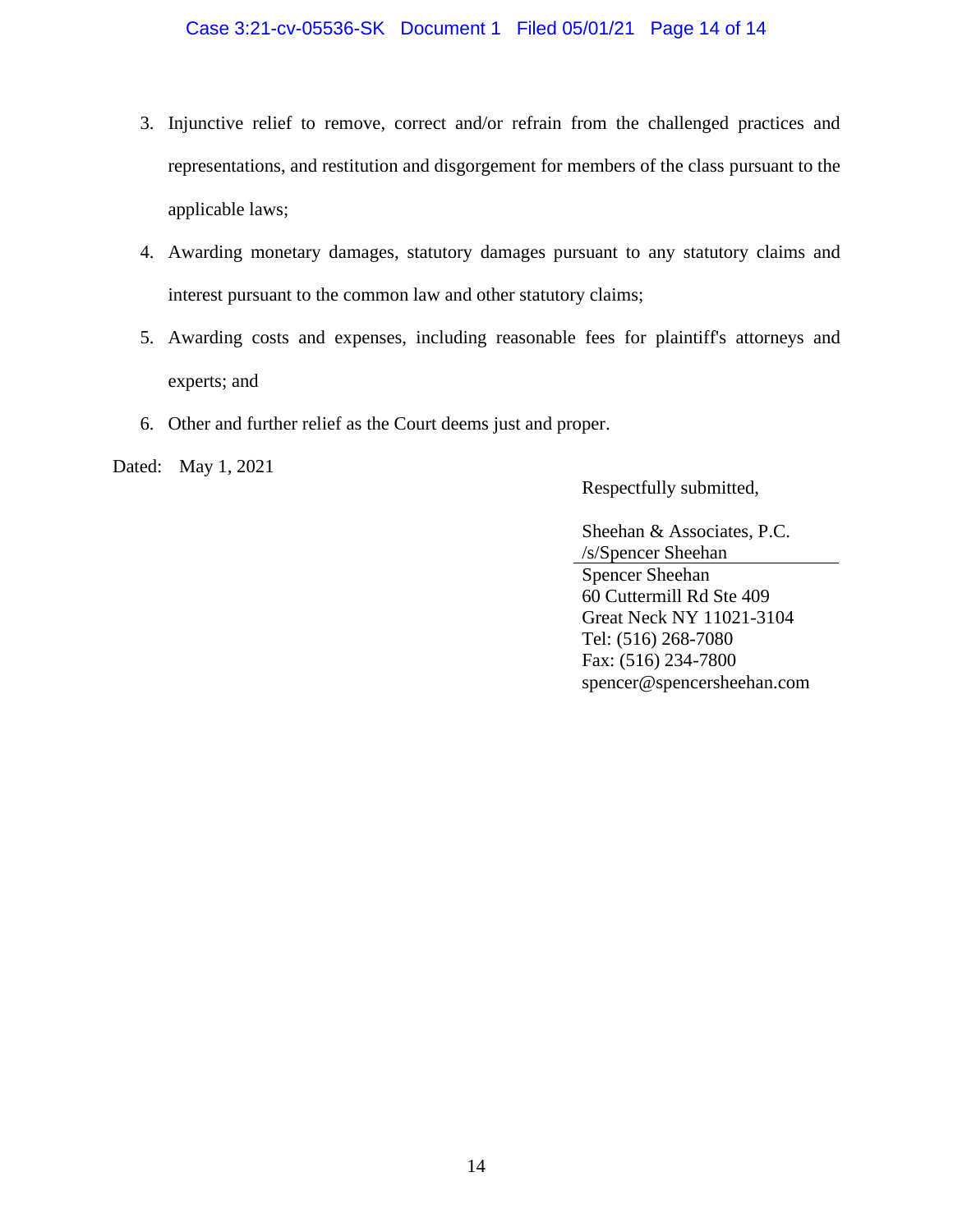3. Injunctive relief to remove, correct and/or refrain from the challenged practices and representations, and restitution and disgorgement for members of the class pursuant to the applicable laws;
4. Awarding monetary damages, statutory damages pursuant to any statutory claims and interest pursuant to the common law and other statutory claims;
5. Awarding costs and expenses, including reasonable fees for plaintiff's attorneys and experts; and
6. Other and further relief as the Court deems just and proper.

Dated: May 1, 2021

Respectfully submitted,

Sheehan & Associates, P.C.
/s/Spencer Sheehan
Spencer Sheehan
60 Cuttermill Rd Ste 409
Great Neck NY 11021-3104
Tel: (516) 268-7080
Fax: (516) 234-7800
spencer@spencersheehan.com